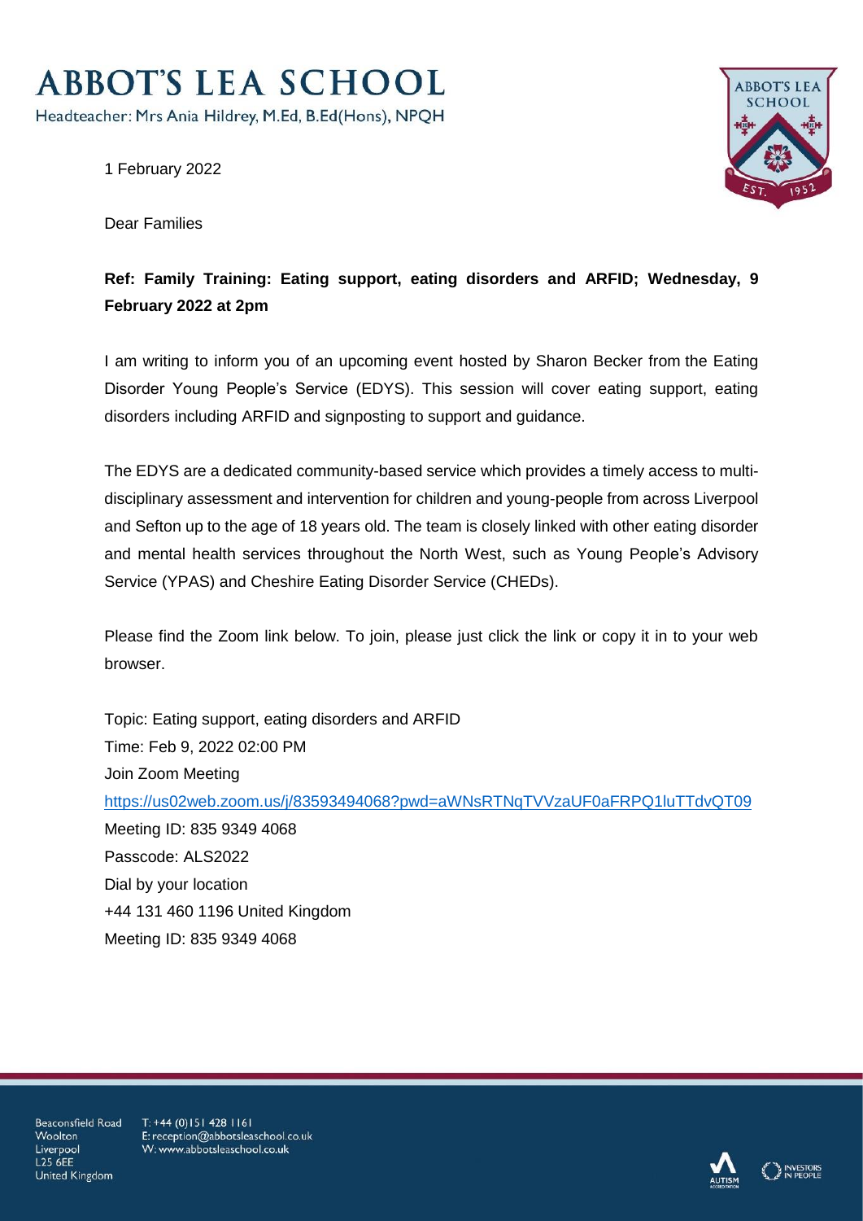# ABBOT'S LEA SCHOOL

Headteacher: Mrs Ania Hildrey, M.Ed, B.Ed(Hons), NPQH

1 February 2022

Dear Families

**Ref: Family Training: Eating support, eating disorders and ARFID; Wednesday, 9 February 2022 at 2pm**

I am writing to inform you of an upcoming event hosted by Sharon Becker from the Eating Disorder Young People's Service (EDYS). This session will cover eating support, eating disorders including ARFID and signposting to support and guidance.

The EDYS are a dedicated community-based service which provides a timely access to multi-disciplinary assessment and intervention for children and young-people from across Liverpool and Sefton up to the age of 18 years old. The team is closely linked with other eating disorder and mental health services throughout the North West, such as Young People's Advisory Service (YPAS) and Cheshire Eating Disorder Service (CHEDs).

Please find the Zoom link below. To join, please just click the link or copy it in to your web browser.

Topic: Eating support, eating disorders and ARFID
Time: Feb 9, 2022 02:00 PM
Join Zoom Meeting
https://us02web.zoom.us/j/83593494068?pwd=aWNsRTNqTVVzaUF0aFRPQ1luTTdvQT09
Meeting ID: 835 9349 4068
Passcode: ALS2022
Dial by your location
+44 131 460 1196 United Kingdom
Meeting ID: 835 9349 4068

Beaconsfield Road
Woolton
Liverpool
L25 6EE
United Kingdom

T: +44 (0)151 428 1161
E: reception@abbotsleaschool.co.uk
W: www.abbotsleaschool.co.uk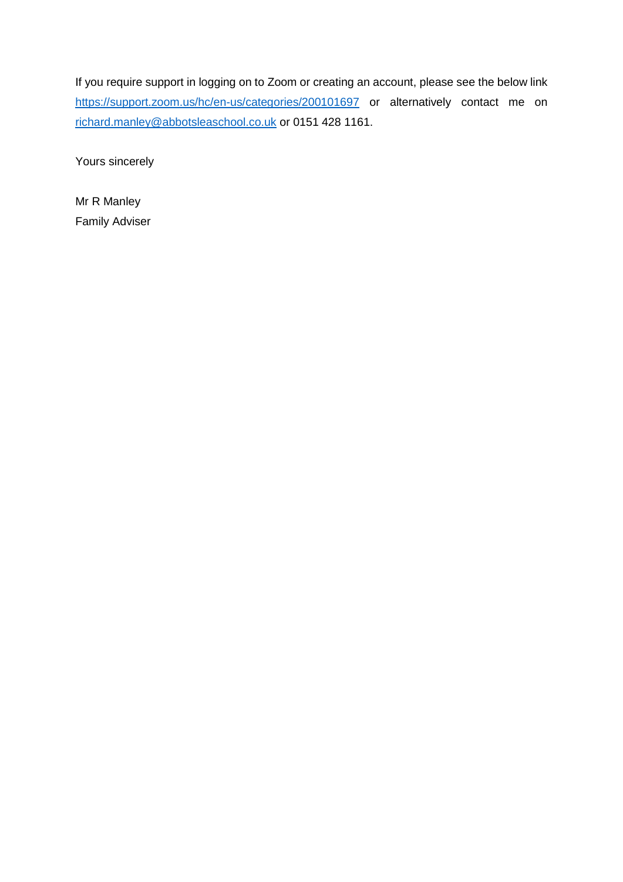If you require support in logging on to Zoom or creating an account, please see the below link https://support.zoom.us/hc/en-us/categories/200101697 or alternatively contact me on richard.manley@abbotsleaschool.co.uk or 0151 428 1161.

Yours sincerely

Mr R Manley  
Family Adviser